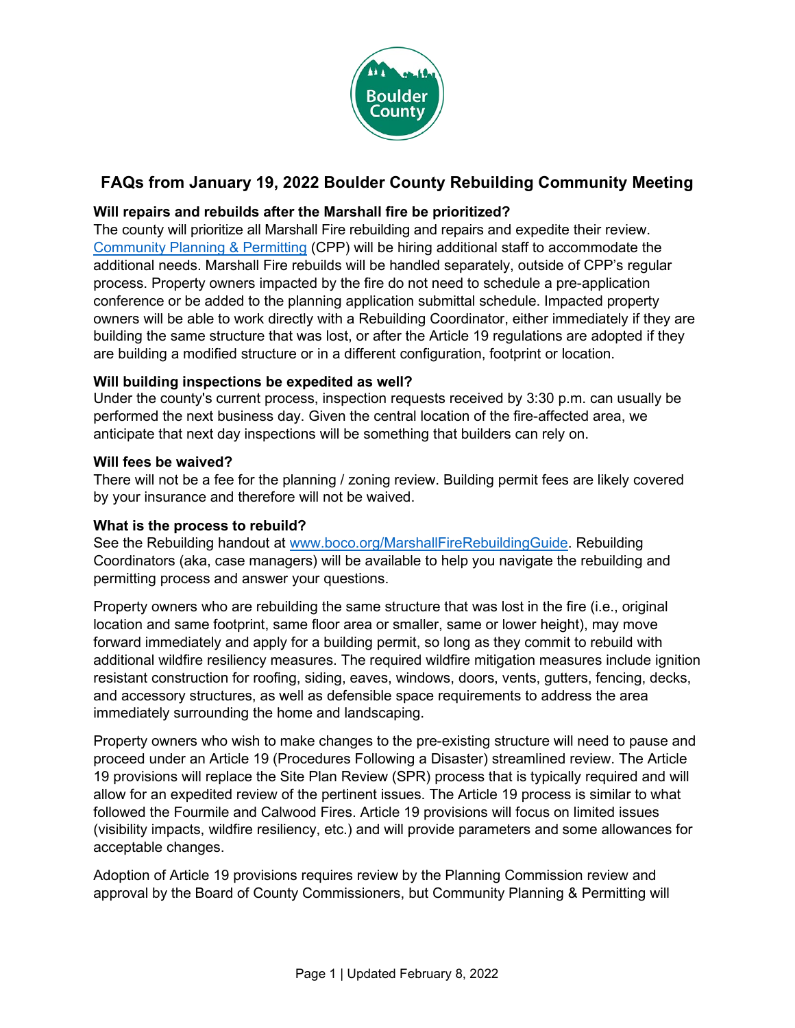# FAQs from January 19, 2022 Boulder County Rebuilding Community Meeting

**Will repairs and rebuilds after the Marshall fire be prioritized?**

The county will prioritize all Marshall Fire rebuilding and repairs and expedite their review. [Community Planning & Permitting](Community Planning & Permitting) (CPP) will be hiring additional staff to accommodate the additional needs. Marshall Fire rebuilds will be handled separately, outside of CPP's regular process. Property owners impacted by the fire do not need to schedule a pre-application conference or be added to the planning application submittal schedule. Impacted property owners will be able to work directly with a Rebuilding Coordinator, either immediately if they are building the same structure that was lost, or after the Article 19 regulations are adopted if they are building a modified structure or in a different configuration, footprint or location.

**Will building inspections be expedited as well?**

Under the county's current process, inspection requests received by 3:30 p.m. can usually be performed the next business day. Given the central location of the fire-affected area, we anticipate that next day inspections will be something that builders can rely on.

**Will fees be waived?**

There will not be a fee for the planning / zoning review. Building permit fees are likely covered by your insurance and therefore will not be waived.

**What is the process to rebuild?**

See the Rebuilding handout at www.boco.org/MarshallFireRebuildingGuide. Rebuilding Coordinators (aka, case managers) will be available to help you navigate the rebuilding and permitting process and answer your questions.

Property owners who are rebuilding the same structure that was lost in the fire (i.e., original location and same footprint, same floor area or smaller, same or lower height), may move forward immediately and apply for a building permit, so long as they commit to rebuild with additional wildfire resiliency measures. The required wildfire mitigation measures include ignition resistant construction for roofing, siding, eaves, windows, doors, vents, gutters, fencing, decks, and accessory structures, as well as defensible space requirements to address the area immediately surrounding the home and landscaping.

Property owners who wish to make changes to the pre-existing structure will need to pause and proceed under an Article 19 (Procedures Following a Disaster) streamlined review. The Article 19 provisions will replace the Site Plan Review (SPR) process that is typically required and will allow for an expedited review of the pertinent issues. The Article 19 process is similar to what followed the Fourmile and Calwood Fires. Article 19 provisions will focus on limited issues (visibility impacts, wildfire resiliency, etc.) and will provide parameters and some allowances for acceptable changes.

Adoption of Article 19 provisions requires review by the Planning Commission review and approval by the Board of County Commissioners, but Community Planning & Permitting will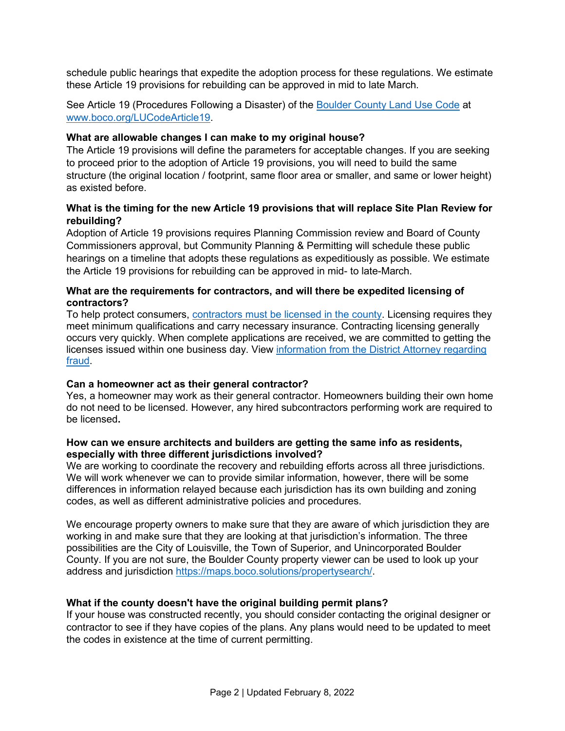schedule public hearings that expedite the adoption process for these regulations. We estimate these Article 19 provisions for rebuilding can be approved in mid to late March.

See Article 19 (Procedures Following a Disaster) of the [Boulder County Land Use Code](www.boco.org/LUCodeArticle19) at www.boco.org/LUCodeArticle19.

**What are allowable changes I can make to my original house?**
The Article 19 provisions will define the parameters for acceptable changes. If you are seeking to proceed prior to the adoption of Article 19 provisions, you will need to build the same structure (the original location / footprint, same floor area or smaller, and same or lower height) as existed before.

**What is the timing for the new Article 19 provisions that will replace Site Plan Review for rebuilding?**
Adoption of Article 19 provisions requires Planning Commission review and Board of County Commissioners approval, but Community Planning & Permitting will schedule these public hearings on a timeline that adopts these regulations as expeditiously as possible. We estimate the Article 19 provisions for rebuilding can be approved in mid- to late-March.

**What are the requirements for contractors, and will there be expedited licensing of contractors?**
To help protect consumers, contractors must be licensed in the county. Licensing requires they meet minimum qualifications and carry necessary insurance. Contracting licensing generally occurs very quickly. When complete applications are received, we are committed to getting the licenses issued within one business day. View information from the District Attorney regarding fraud.

**Can a homeowner act as their general contractor?**
Yes, a homeowner may work as their general contractor. Homeowners building their own home do not need to be licensed. However, any hired subcontractors performing work are required to be licensed.

**How can we ensure architects and builders are getting the same info as residents, especially with three different jurisdictions involved?**
We are working to coordinate the recovery and rebuilding efforts across all three jurisdictions. We will work whenever we can to provide similar information, however, there will be some differences in information relayed because each jurisdiction has its own building and zoning codes, as well as different administrative policies and procedures.

We encourage property owners to make sure that they are aware of which jurisdiction they are working in and make sure that they are looking at that jurisdiction's information. The three possibilities are the City of Louisville, the Town of Superior, and Unincorporated Boulder County. If you are not sure, the Boulder County property viewer can be used to look up your address and jurisdiction https://maps.boco.solutions/propertysearch/.

**What if the county doesn't have the original building permit plans?**
If your house was constructed recently, you should consider contacting the original designer or contractor to see if they have copies of the plans. Any plans would need to be updated to meet the codes in existence at the time of current permitting.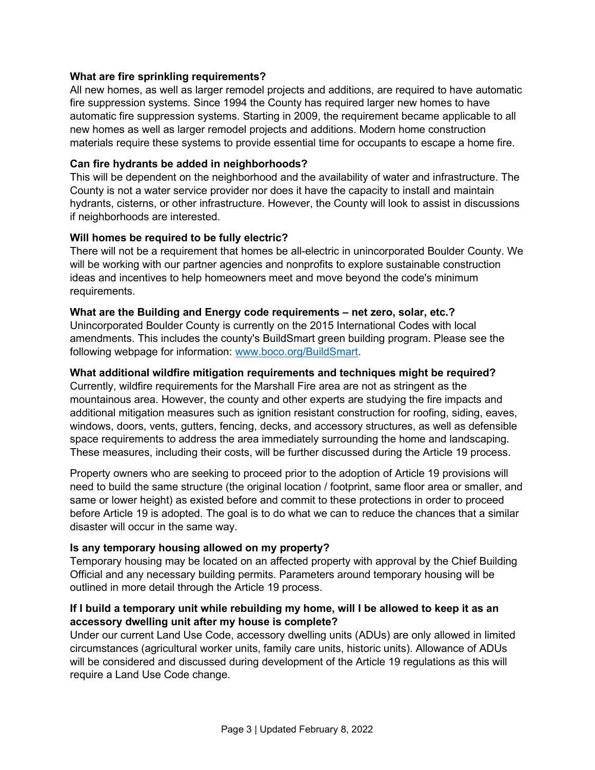**What are fire sprinkling requirements?**

All new homes, as well as larger remodel projects and additions, are required to have automatic fire suppression systems. Since 1994 the County has required larger new homes to have automatic fire suppression systems. Starting in 2009, the requirement became applicable to all new homes as well as larger remodel projects and additions. Modern home construction materials require these systems to provide essential time for occupants to escape a home fire.

**Can fire hydrants be added in neighborhoods?**

This will be dependent on the neighborhood and the availability of water and infrastructure. The County is not a water service provider nor does it have the capacity to install and maintain hydrants, cisterns, or other infrastructure. However, the County will look to assist in discussions if neighborhoods are interested.

**Will homes be required to be fully electric?**

There will not be a requirement that homes be all-electric in unincorporated Boulder County. We will be working with our partner agencies and nonprofits to explore sustainable construction ideas and incentives to help homeowners meet and move beyond the code's minimum requirements.

**What are the Building and Energy code requirements – net zero, solar, etc.?**

Unincorporated Boulder County is currently on the 2015 International Codes with local amendments. This includes the county's BuildSmart green building program. Please see the following webpage for information: [www.boco.org/BuildSmart](http://www.boco.org/BuildSmart).

**What additional wildfire mitigation requirements and techniques might be required?**

Currently, wildfire requirements for the Marshall Fire area are not as stringent as the mountainous area. However, the county and other experts are studying the fire impacts and additional mitigation measures such as ignition resistant construction for roofing, siding, eaves, windows, doors, vents, gutters, fencing, decks, and accessory structures, as well as defensible space requirements to address the area immediately surrounding the home and landscaping. These measures, including their costs, will be further discussed during the Article 19 process.

Property owners who are seeking to proceed prior to the adoption of Article 19 provisions will need to build the same structure (the original location / footprint, same floor area or smaller, and same or lower height) as existed before and commit to these protections in order to proceed before Article 19 is adopted. The goal is to do what we can to reduce the chances that a similar disaster will occur in the same way.

**Is any temporary housing allowed on my property?**

Temporary housing may be located on an affected property with approval by the Chief Building Official and any necessary building permits. Parameters around temporary housing will be outlined in more detail through the Article 19 process.

**If I build a temporary unit while rebuilding my home, will I be allowed to keep it as an accessory dwelling unit after my house is complete?**

Under our current Land Use Code, accessory dwelling units (ADUs) are only allowed in limited circumstances (agricultural worker units, family care units, historic units). Allowance of ADUs will be considered and discussed during development of the Article 19 regulations as this will require a Land Use Code change.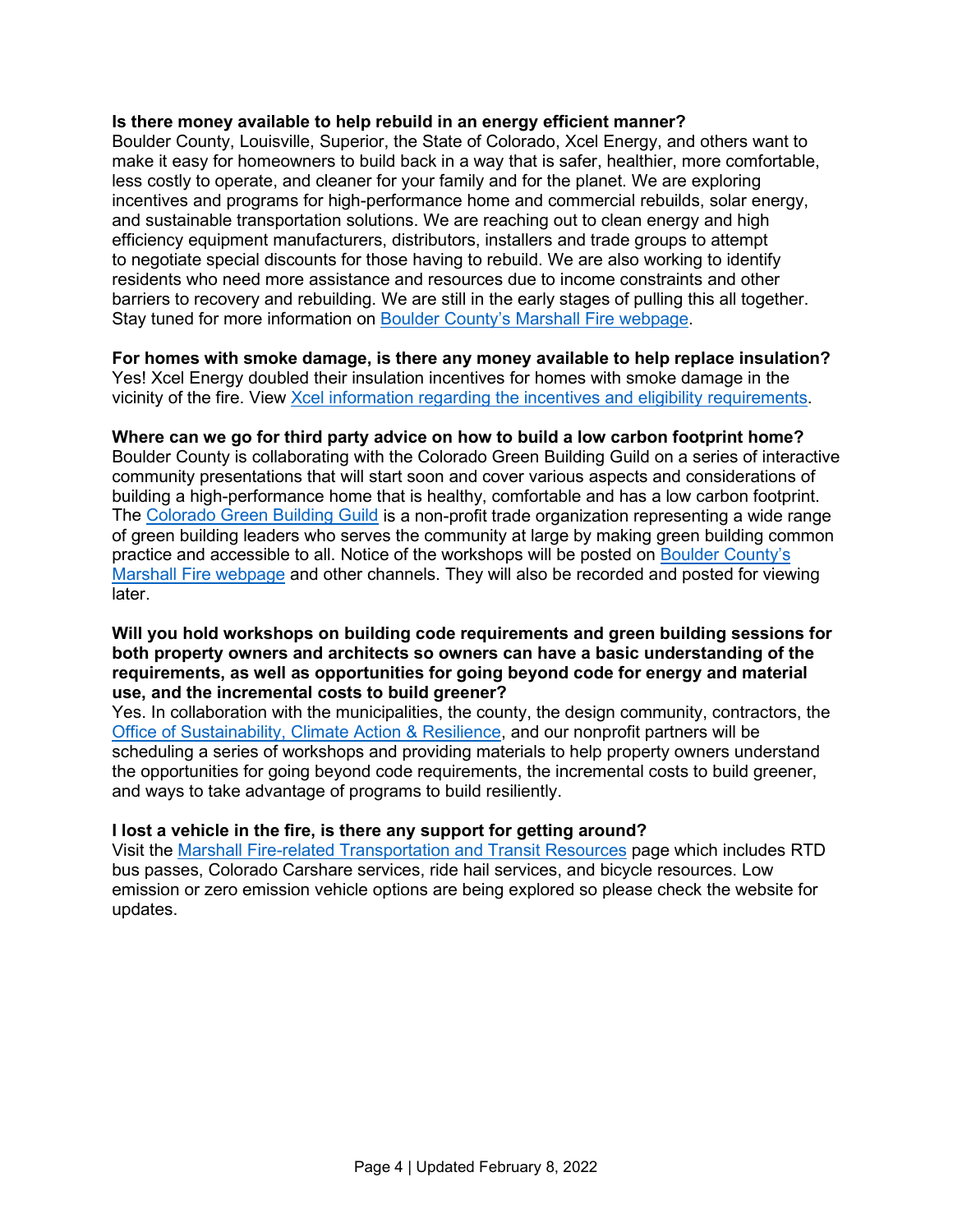**Is there money available to help rebuild in an energy efficient manner?**
Boulder County, Louisville, Superior, the State of Colorado, Xcel Energy, and others want to make it easy for homeowners to build back in a way that is safer, healthier, more comfortable, less costly to operate, and cleaner for your family and for the planet. We are exploring incentives and programs for high-performance home and commercial rebuilds, solar energy, and sustainable transportation solutions. We are reaching out to clean energy and high efficiency equipment manufacturers, distributors, installers and trade groups to attempt to negotiate special discounts for those having to rebuild. We are also working to identify residents who need more assistance and resources due to income constraints and other barriers to recovery and rebuilding. We are still in the early stages of pulling this all together. Stay tuned for more information on Boulder County's Marshall Fire webpage.

**For homes with smoke damage, is there any money available to help replace insulation?**
Yes! Xcel Energy doubled their insulation incentives for homes with smoke damage in the vicinity of the fire. View Xcel information regarding the incentives and eligibility requirements.

**Where can we go for third party advice on how to build a low carbon footprint home?**
Boulder County is collaborating with the Colorado Green Building Guild on a series of interactive community presentations that will start soon and cover various aspects and considerations of building a high-performance home that is healthy, comfortable and has a low carbon footprint. The Colorado Green Building Guild is a non-profit trade organization representing a wide range of green building leaders who serves the community at large by making green building common practice and accessible to all. Notice of the workshops will be posted on Boulder County's Marshall Fire webpage and other channels. They will also be recorded and posted for viewing later.

**Will you hold workshops on building code requirements and green building sessions for both property owners and architects so owners can have a basic understanding of the requirements, as well as opportunities for going beyond code for energy and material use, and the incremental costs to build greener?**
Yes. In collaboration with the municipalities, the county, the design community, contractors, the Office of Sustainability, Climate Action & Resilience, and our nonprofit partners will be scheduling a series of workshops and providing materials to help property owners understand the opportunities for going beyond code requirements, the incremental costs to build greener, and ways to take advantage of programs to build resiliently.

**I lost a vehicle in the fire, is there any support for getting around?**
Visit the Marshall Fire-related Transportation and Transit Resources page which includes RTD bus passes, Colorado Carshare services, ride hail services, and bicycle resources. Low emission or zero emission vehicle options are being explored so please check the website for updates.